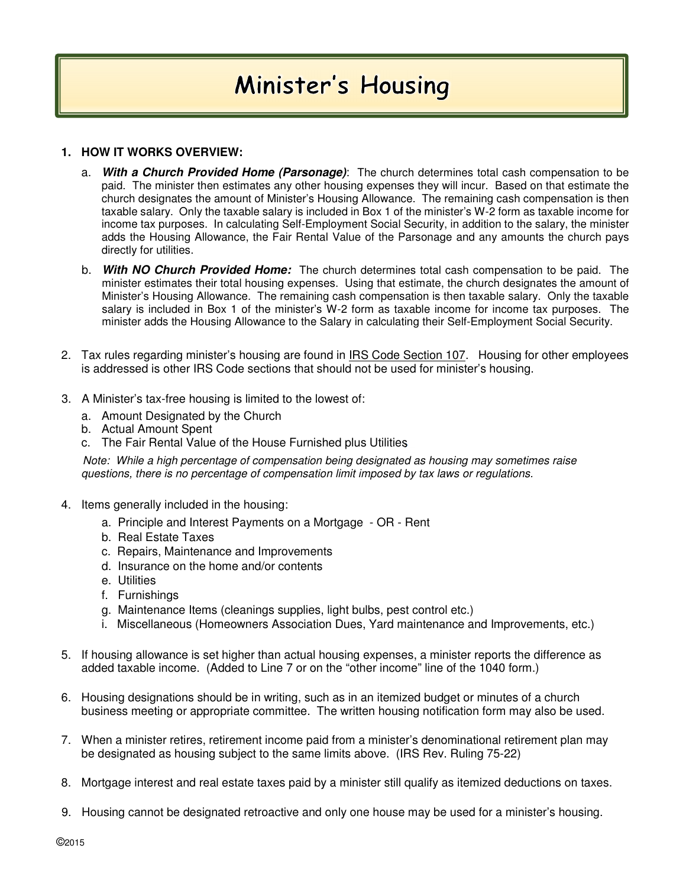# Minister's Housing

1. **HOW IT WORKS OVERVIEW:**

   a. ***With a Church Provided Home (Parsonage)***: The church determines total cash compensation to be paid. The minister then estimates any other housing expenses they will incur. Based on that estimate the church designates the amount of Minister's Housing Allowance. The remaining cash compensation is then taxable salary. Only the taxable salary is included in Box 1 of the minister's W-2 form as taxable income for income tax purposes. In calculating Self-Employment Social Security, in addition to the salary, the minister adds the Housing Allowance, the Fair Rental Value of the Parsonage and any amounts the church pays directly for utilities.

   b. ***With NO Church Provided Home:*** The church determines total cash compensation to be paid. The minister estimates their total housing expenses. Using that estimate, the church designates the amount of Minister's Housing Allowance. The remaining cash compensation is then taxable salary. Only the taxable salary is included in Box 1 of the minister's W-2 form as taxable income for income tax purposes. The minister adds the Housing Allowance to the Salary in calculating their Self-Employment Social Security.

2. Tax rules regarding minister's housing are found in <u>IRS Code Section 107</u>. Housing for other employees is addressed is other IRS Code sections that should not be used for minister's housing.

3. A Minister's tax-free housing is limited to the lowest of:
   a. Amount Designated by the Church
   b. Actual Amount Spent
   c. The Fair Rental Value of the House Furnished plus Utilities

   *Note: While a high percentage of compensation being designated as housing may sometimes raise questions, there is no percentage of compensation limit imposed by tax laws or regulations.*

4. Items generally included in the housing:
   a. Principle and Interest Payments on a Mortgage - OR - Rent
   b. Real Estate Taxes
   c. Repairs, Maintenance and Improvements
   d. Insurance on the home and/or contents
   e. Utilities
   f. Furnishings
   g. Maintenance Items (cleanings supplies, light bulbs, pest control etc.)
   i. Miscellaneous (Homeowners Association Dues, Yard maintenance and Improvements, etc.)

5. If housing allowance is set higher than actual housing expenses, a minister reports the difference as added taxable income. (Added to Line 7 or on the "other income" line of the 1040 form.)

6. Housing designations should be in writing, such as in an itemized budget or minutes of a church business meeting or appropriate committee. The written housing notification form may also be used.

7. When a minister retires, retirement income paid from a minister's denominational retirement plan may be designated as housing subject to the same limits above. (IRS Rev. Ruling 75-22)

8. Mortgage interest and real estate taxes paid by a minister still qualify as itemized deductions on taxes.

9. Housing cannot be designated retroactive and only one house may be used for a minister's housing.

©2015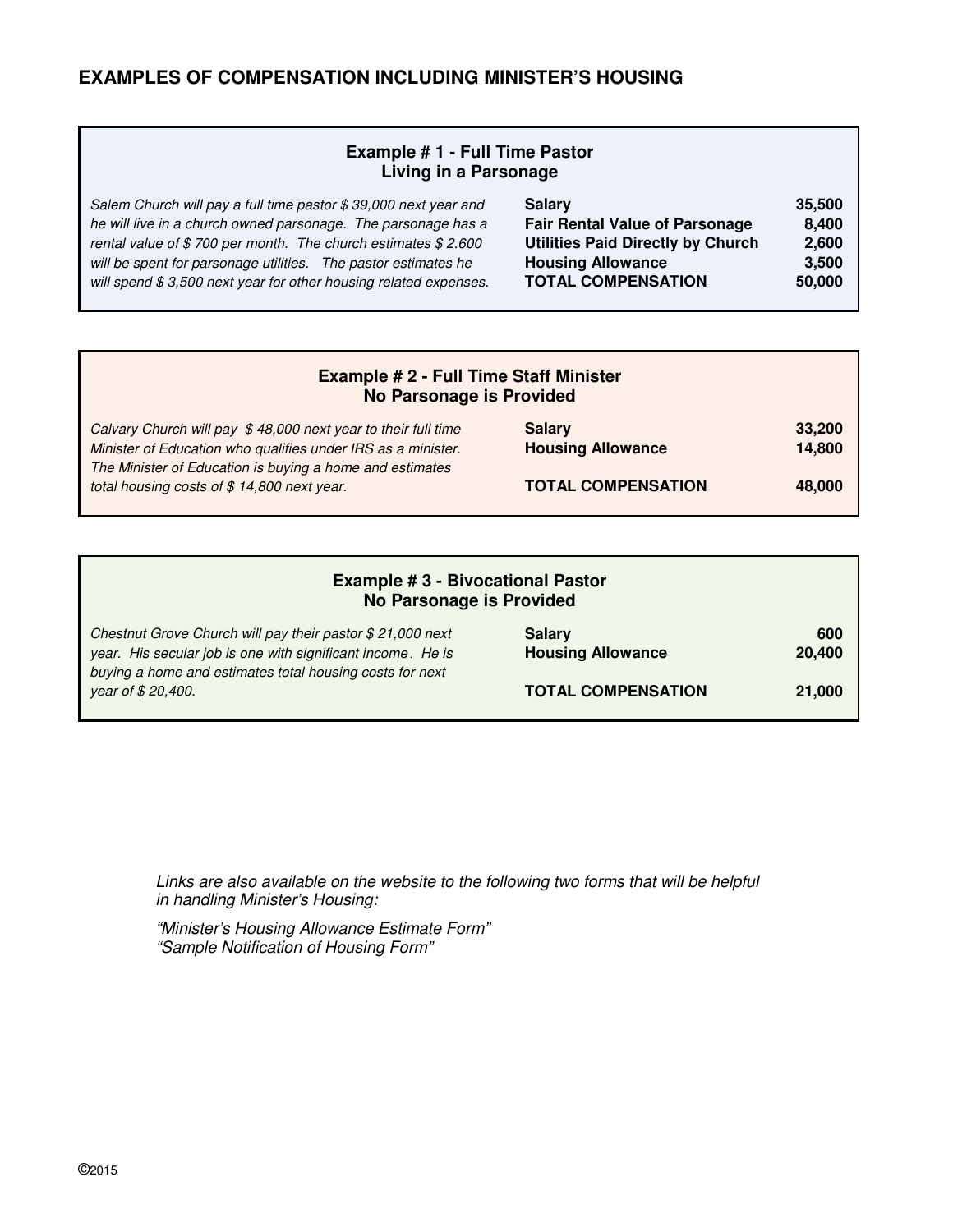## EXAMPLES OF COMPENSATION INCLUDING MINISTER'S HOUSING

### Example # 1 - Full Time Pastor
### Living in a Parsonage

*Salem Church will pay a full time pastor $ 39,000 next year and he will live in a church owned parsonage. The parsonage has a rental value of $ 700 per month. The church estimates $ 2.600 will be spent for parsonage utilities. The pastor estimates he will spend $ 3,500 next year for other housing related expenses.*

| | |
|---|---|
| **Salary** | **35,500** |
| **Fair Rental Value of Parsonage** | **8,400** |
| **Utilities Paid Directly by Church** | **2,600** |
| **Housing Allowance** | **3,500** |
| **TOTAL COMPENSATION** | **50,000** |

### Example # 2 - Full Time Staff Minister
### No Parsonage is Provided

*Calvary Church will pay $ 48,000 next year to their full time Minister of Education who qualifies under IRS as a minister. The Minister of Education is buying a home and estimates total housing costs of $ 14,800 next year.*

| | |
|---|---|
| **Salary** | **33,200** |
| **Housing Allowance** | **14,800** |
| **TOTAL COMPENSATION** | **48,000** |

### Example # 3 - Bivocational Pastor
### No Parsonage is Provided

*Chestnut Grove Church will pay their pastor $ 21,000 next year. His secular job is one with significant income. He is buying a home and estimates total housing costs for next year of $ 20,400.*

| | |
|---|---|
| **Salary** | **600** |
| **Housing Allowance** | **20,400** |
| **TOTAL COMPENSATION** | **21,000** |

*Links are also available on the website to the following two forms that will be helpful in handling Minister's Housing:*

*"Minister's Housing Allowance Estimate Form"*
*"Sample Notification of Housing Form"*

©2015